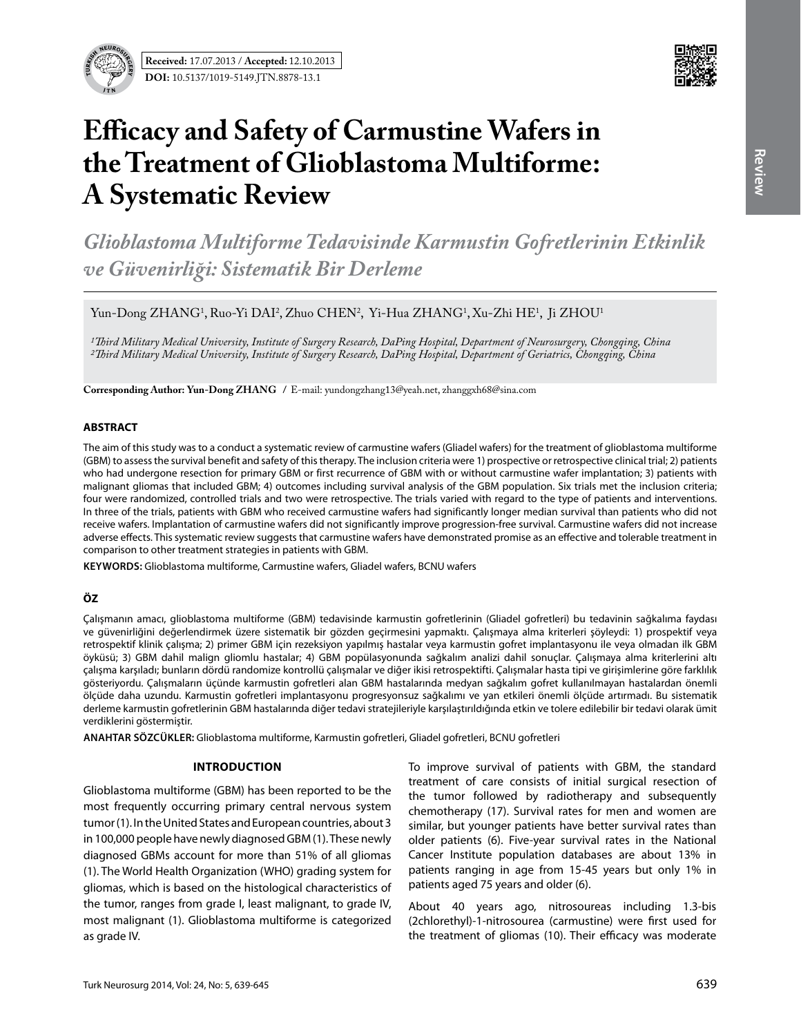Received: 17.07.2013 / Accepted: 12.10.2013

DOI: 10.5137/1019-5149.JTN.8878-13.1

# Efficacy and Safety of Carmustine Wafers in the Treatment of Glioblastoma Multiforme: A Systematic Review

## *Glioblastoma Multiforme Tedavisinde Karmustin Gofretlerinin Etkinlik ve Güvenirliği: Sistematik Bir Derleme*

Yun-Dong ZHANG[1], Ruo-Yi DAI[2], Zhuo CHEN[2], Yi-Hua ZHANG[1], Xu-Zhi HE[1], Ji ZHOU[1]

*[1]Third Military Medical University, Institute of Surgery Research, DaPing Hospital, Department of Neurosurgery, Chongqing, China*
*[2]Third Military Medical University, Institute of Surgery Research, DaPing Hospital, Department of Geriatrics, Chongqing, China*

**Corresponding Author: Yun-Dong ZHANG** / E-mail: yundongzhang13@yeah.net, zhanggxh68@sina.com

## ABSTRACT

The aim of this study was to a conduct a systematic review of carmustine wafers (Gliadel wafers) for the treatment of glioblastoma multiforme (GBM) to assess the survival benefit and safety of this therapy. The inclusion criteria were 1) prospective or retrospective clinical trial; 2) patients who had undergone resection for primary GBM or first recurrence of GBM with or without carmustine wafer implantation; 3) patients with malignant gliomas that included GBM; 4) outcomes including survival analysis of the GBM population. Six trials met the inclusion criteria; four were randomized, controlled trials and two were retrospective. The trials varied with regard to the type of patients and interventions. In three of the trials, patients with GBM who received carmustine wafers had significantly longer median survival than patients who did not receive wafers. Implantation of carmustine wafers did not significantly improve progression-free survival. Carmustine wafers did not increase adverse effects. This systematic review suggests that carmustine wafers have demonstrated promise as an effective and tolerable treatment in comparison to other treatment strategies in patients with GBM.

**KEYWORDS:** Glioblastoma multiforme, Carmustine wafers, Gliadel wafers, BCNU wafers

## ÖZ

Çalışmanın amacı, glioblastoma multiforme (GBM) tedavisinde karmustin gofretlerinin (Gliadel gofretleri) bu tedavinin sağkalıma faydası ve güvenirliğini değerlendirmek üzere sistematik bir gözden geçirmesini yapmaktı. Çalışmaya alma kriterleri şöyleydi: 1) prospektif veya retrospektif klinik çalışma; 2) primer GBM için rezeksiyon yapılmış hastalar veya karmustin gofret implantasyonu ile veya olmadan ilk GBM öyküsü; 3) GBM dahil malign gliomlu hastalar; 4) GBM popülasyonunda sağkalım analizi dahil sonuçlar. Çalışmaya alma kriterlerini altı çalışma karşıladı; bunların dördü randomize kontrollü çalışmalar ve diğer ikisi retrospektifti. Çalışmalar hasta tipi ve girişimlerine göre farklılık gösteriyordu. Çalışmaların üçünde karmustin gofretleri alan GBM hastalarında medyan sağkalım gofret kullanılmayan hastalardan önemli ölçüde daha uzundu. Karmustin gofretleri implantasyonu progresyonsuz sağkalımı ve yan etkileri önemli ölçüde artırmadı. Bu sistematik derleme karmustin gofretlerinin GBM hastalarında diğer tedavi stratejileriyle karşılaştırıldığında etkin ve tolere edilebilir bir tedavi olarak ümit verdiklerini göstermiştir.

**ANAHTAR SÖZCÜKLER:** Glioblastoma multiforme, Karmustin gofretleri, Gliadel gofretleri, BCNU gofretleri

## INTRODUCTION

Glioblastoma multiforme (GBM) has been reported to be the most frequently occurring primary central nervous system tumor (1). In the United States and European countries, about 3 in 100,000 people have newly diagnosed GBM (1). These newly diagnosed GBMs account for more than 51% of all gliomas (1). The World Health Organization (WHO) grading system for gliomas, which is based on the histological characteristics of the tumor, ranges from grade I, least malignant, to grade IV, most malignant (1). Glioblastoma multiforme is categorized as grade IV.

To improve survival of patients with GBM, the standard treatment of care consists of initial surgical resection of the tumor followed by radiotherapy and subsequently chemotherapy (17). Survival rates for men and women are similar, but younger patients have better survival rates than older patients (6). Five-year survival rates in the National Cancer Institute population databases are about 13% in patients ranging in age from 15-45 years but only 1% in patients aged 75 years and older (6).

About 40 years ago, nitrosoureas including 1.3-bis (2chlorethyl)-1-nitrosourea (carmustine) were first used for the treatment of gliomas (10). Their efficacy was moderate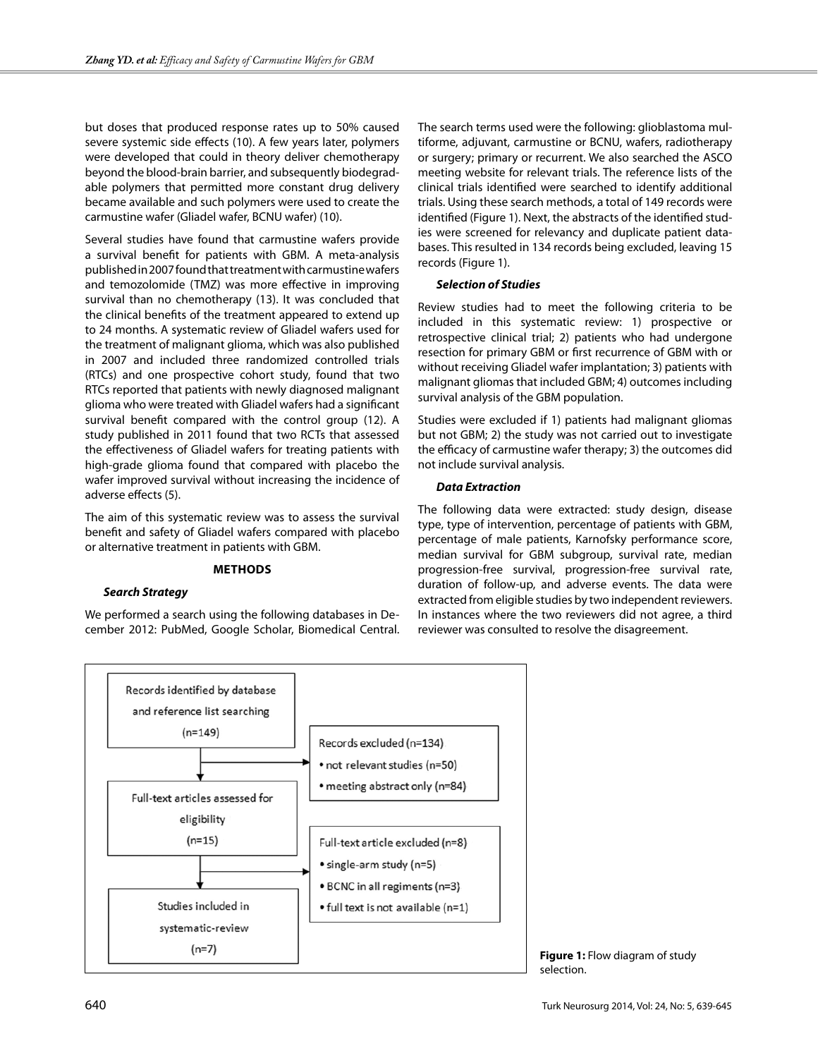but doses that produced response rates up to 50% caused severe systemic side effects (10). A few years later, polymers were developed that could in theory deliver chemotherapy beyond the blood-brain barrier, and subsequently biodegradable polymers that permitted more constant drug delivery became available and such polymers were used to create the carmustine wafer (Gliadel wafer, BCNU wafer) (10).

Several studies have found that carmustine wafers provide a survival benefit for patients with GBM. A meta-analysis published in 2007 found that treatment with carmustine wafers and temozolomide (TMZ) was more effective in improving survival than no chemotherapy (13). It was concluded that the clinical benefits of the treatment appeared to extend up to 24 months. A systematic review of Gliadel wafers used for the treatment of malignant glioma, which was also published in 2007 and included three randomized controlled trials (RTCs) and one prospective cohort study, found that two RTCs reported that patients with newly diagnosed malignant glioma who were treated with Gliadel wafers had a significant survival benefit compared with the control group (12). A study published in 2011 found that two RCTs that assessed the effectiveness of Gliadel wafers for treating patients with high-grade glioma found that compared with placebo the wafer improved survival without increasing the incidence of adverse effects (5).

The aim of this systematic review was to assess the survival benefit and safety of Gliadel wafers compared with placebo or alternative treatment in patients with GBM.

## METHODS

### *Search Strategy*

We performed a search using the following databases in December 2012: PubMed, Google Scholar, Biomedical Central. The search terms used were the following: glioblastoma multiforme, adjuvant, carmustine or BCNU, wafers, radiotherapy or surgery; primary or recurrent. We also searched the ASCO meeting website for relevant trials. The reference lists of the clinical trials identified were searched to identify additional trials. Using these search methods, a total of 149 records were identified (Figure 1). Next, the abstracts of the identified studies were screened for relevancy and duplicate patient databases. This resulted in 134 records being excluded, leaving 15 records (Figure 1).

### *Selection of Studies*

Review studies had to meet the following criteria to be included in this systematic review: 1) prospective or retrospective clinical trial; 2) patients who had undergone resection for primary GBM or first recurrence of GBM with or without receiving Gliadel wafer implantation; 3) patients with malignant gliomas that included GBM; 4) outcomes including survival analysis of the GBM population.

Studies were excluded if 1) patients had malignant gliomas but not GBM; 2) the study was not carried out to investigate the efficacy of carmustine wafer therapy; 3) the outcomes did not include survival analysis.

### *Data Extraction*

The following data were extracted: study design, disease type, type of intervention, percentage of patients with GBM, percentage of male patients, Karnofsky performance score, median survival for GBM subgroup, survival rate, median progression-free survival, progression-free survival rate, duration of follow-up, and adverse events. The data were extracted from eligible studies by two independent reviewers. In instances where the two reviewers did not agree, a third reviewer was consulted to resolve the disagreement.

Records identified by database and reference list searching (n=149)

→ Records excluded (n=134)
- not relevant studies (n=50)
- meeting abstract only (n=84)

Full-text articles assessed for eligibility (n=15)

→ Full-text article excluded (n=8)
- single-arm study (n=5)
- BCNC in all regiments (n=3)
- full text is not available (n=1)

Studies included in systematic-review (n=7)

**Figure 1:** Flow diagram of study selection.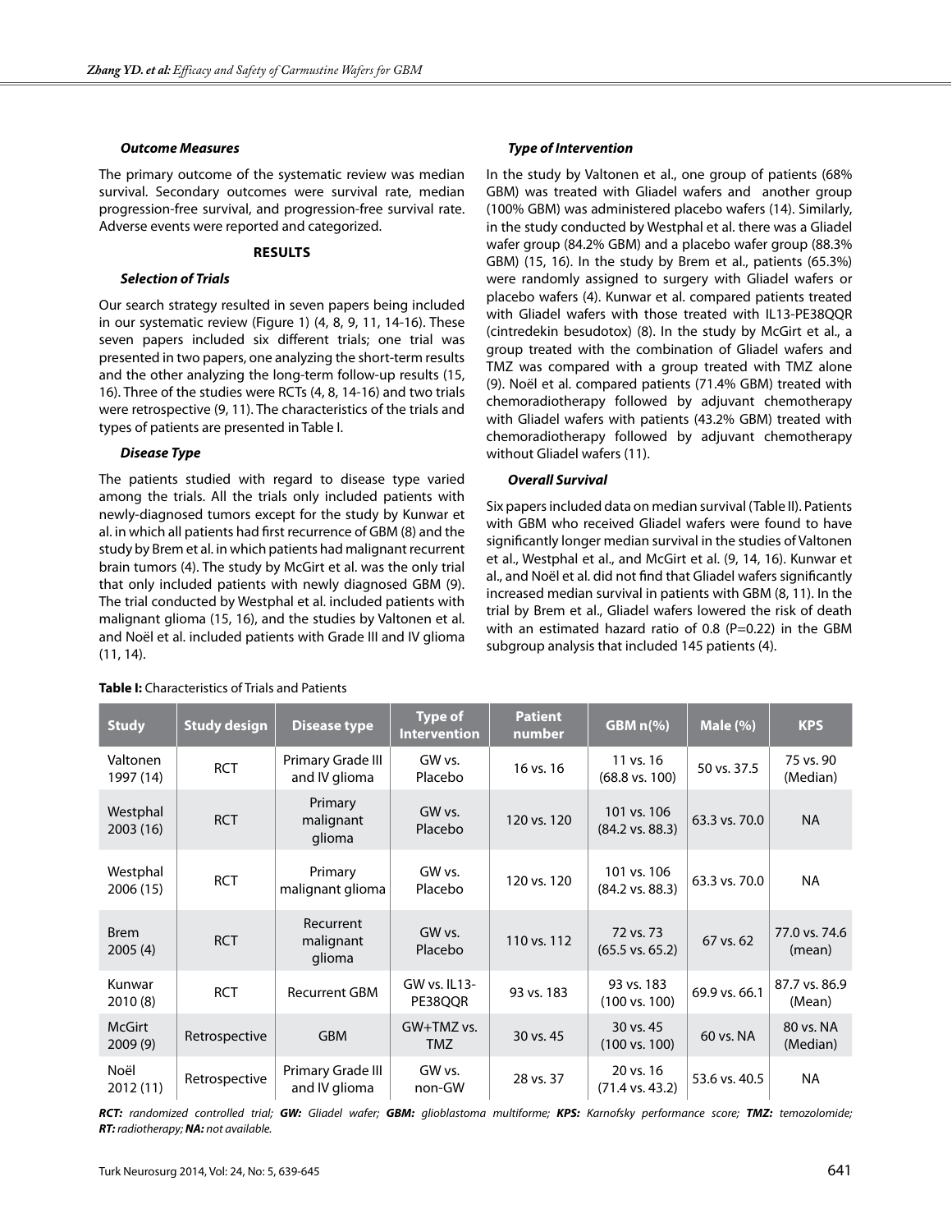#### *Outcome Measures*

The primary outcome of the systematic review was median survival. Secondary outcomes were survival rate, median progression-free survival, and progression-free survival rate. Adverse events were reported and categorized.

## RESULTS

#### *Selection of Trials*

Our search strategy resulted in seven papers being included in our systematic review (Figure 1) (4, 8, 9, 11, 14-16). These seven papers included six different trials; one trial was presented in two papers, one analyzing the short-term results and the other analyzing the long-term follow-up results (15, 16). Three of the studies were RCTs (4, 8, 14-16) and two trials were retrospective (9, 11). The characteristics of the trials and types of patients are presented in Table I.

#### *Disease Type*

The patients studied with regard to disease type varied among the trials. All the trials only included patients with newly-diagnosed tumors except for the study by Kunwar et al. in which all patients had first recurrence of GBM (8) and the study by Brem et al. in which patients had malignant recurrent brain tumors (4). The study by McGirt et al. was the only trial that only included patients with newly diagnosed GBM (9). The trial conducted by Westphal et al. included patients with malignant glioma (15, 16), and the studies by Valtonen et al. and Noël et al. included patients with Grade III and IV glioma (11, 14).

#### *Type of Intervention*

In the study by Valtonen et al., one group of patients (68% GBM) was treated with Gliadel wafers and another group (100% GBM) was administered placebo wafers (14). Similarly, in the study conducted by Westphal et al. there was a Gliadel wafer group (84.2% GBM) and a placebo wafer group (88.3% GBM) (15, 16). In the study by Brem et al., patients (65.3%) were randomly assigned to surgery with Gliadel wafers or placebo wafers (4). Kunwar et al. compared patients treated with Gliadel wafers with those treated with IL13-PE38QQR (cintredekin besudotox) (8). In the study by McGirt et al., a group treated with the combination of Gliadel wafers and TMZ was compared with a group treated with TMZ alone (9). Noël et al. compared patients (71.4% GBM) treated with chemoradiotherapy followed by adjuvant chemotherapy with Gliadel wafers with patients (43.2% GBM) treated with chemoradiotherapy followed by adjuvant chemotherapy without Gliadel wafers (11).

#### *Overall Survival*

Six papers included data on median survival (Table II). Patients with GBM who received Gliadel wafers were found to have significantly longer median survival in the studies of Valtonen et al., Westphal et al., and McGirt et al. (9, 14, 16). Kunwar et al., and Noël et al. did not find that Gliadel wafers significantly increased median survival in patients with GBM (8, 11). In the trial by Brem et al., Gliadel wafers lowered the risk of death with an estimated hazard ratio of 0.8 (P=0.22) in the GBM subgroup analysis that included 145 patients (4).

**Table I:** Characteristics of Trials and Patients

| Study | Study design | Disease type | Type of Intervention | Patient number | GBM n(%) | Male (%) | KPS |
|---|---|---|---|---|---|---|---|
| Valtonen 1997 (14) | RCT | Primary Grade III and IV glioma | GW vs. Placebo | 16 vs. 16 | 11 vs. 16 (68.8 vs. 100) | 50 vs. 37.5 | 75 vs. 90 (Median) |
| Westphal 2003 (16) | RCT | Primary malignant glioma | GW vs. Placebo | 120 vs. 120 | 101 vs. 106 (84.2 vs. 88.3) | 63.3 vs. 70.0 | NA |
| Westphal 2006 (15) | RCT | Primary malignant glioma | GW vs. Placebo | 120 vs. 120 | 101 vs. 106 (84.2 vs. 88.3) | 63.3 vs. 70.0 | NA |
| Brem 2005 (4) | RCT | Recurrent malignant glioma | GW vs. Placebo | 110 vs. 112 | 72 vs. 73 (65.5 vs. 65.2) | 67 vs. 62 | 77.0 vs. 74.6 (mean) |
| Kunwar 2010 (8) | RCT | Recurrent GBM | GW vs. IL13-PE38QQR | 93 vs. 183 | 93 vs. 183 (100 vs. 100) | 69.9 vs. 66.1 | 87.7 vs. 86.9 (Mean) |
| McGirt 2009 (9) | Retrospective | GBM | GW+TMZ vs. TMZ | 30 vs. 45 | 30 vs. 45 (100 vs. 100) | 60 vs. NA | 80 vs. NA (Median) |
| Noël 2012 (11) | Retrospective | Primary Grade III and IV glioma | GW vs. non-GW | 28 vs. 37 | 20 vs. 16 (71.4 vs. 43.2) | 53.6 vs. 40.5 | NA |

***RCT:*** *randomized controlled trial;* ***GW:*** *Gliadel wafer;* ***GBM:*** *glioblastoma multiforme;* ***KPS:*** *Karnofsky performance score;* ***TMZ:*** *temozolomide;* ***RT:*** *radiotherapy;* ***NA:*** *not available.*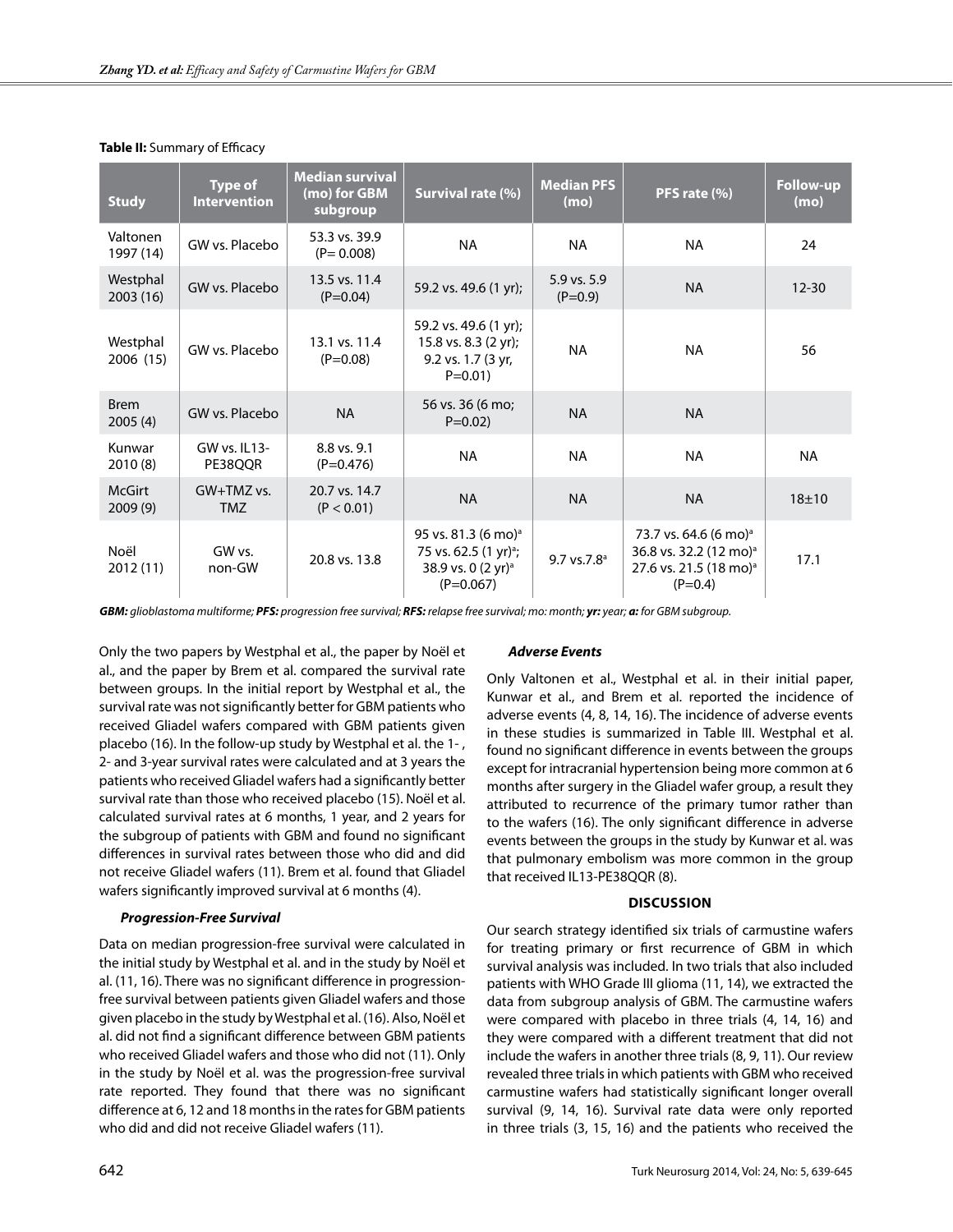**Table II:** Summary of Efficacy

| Study | Type of Intervention | Median survival (mo) for GBM subgroup | Survival rate (%) | Median PFS (mo) | PFS rate (%) | Follow-up (mo) |
|---|---|---|---|---|---|---|
| Valtonen 1997 (14) | GW vs. Placebo | 53.3 vs. 39.9 (P= 0.008) | NA | NA | NA | 24 |
| Westphal 2003 (16) | GW vs. Placebo | 13.5 vs. 11.4 (P=0.04) | 59.2 vs. 49.6 (1 yr); | 5.9 vs. 5.9 (P=0.9) | NA | 12-30 |
| Westphal 2006 (15) | GW vs. Placebo | 13.1 vs. 11.4 (P=0.08) | 59.2 vs. 49.6 (1 yr); 15.8 vs. 8.3 (2 yr); 9.2 vs. 1.7 (3 yr, P=0.01) | NA | NA | 56 |
| Brem 2005 (4) | GW vs. Placebo | NA | 56 vs. 36 (6 mo; P=0.02) | NA | NA | |
| Kunwar 2010 (8) | GW vs. IL13-PE38QQR | 8.8 vs. 9.1 (P=0.476) | NA | NA | NA | NA |
| McGirt 2009 (9) | GW+TMZ vs. TMZ | 20.7 vs. 14.7 (P < 0.01) | NA | NA | NA | 18±10 |
| Noël 2012 (11) | GW vs. non-GW | 20.8 vs. 13.8 | 95 vs. 81.3 (6 mo)[a] 75 vs. 62.5 (1 yr)[a]; 38.9 vs. 0 (2 yr)[a] (P=0.067) | 9.7 vs.7.8[a] | 73.7 vs. 64.6 (6 mo)[a] 36.8 vs. 32.2 (12 mo)[a] 27.6 vs. 21.5 (18 mo)[a] (P=0.4) | 17.1 |

***GBM:*** *glioblastoma multiforme;* ***PFS:*** *progression free survival;* ***RFS:*** *relapse free survival; mo: month;* ***yr:*** *year;* ***a:*** *for GBM subgroup.*

Only the two papers by Westphal et al., the paper by Noël et al., and the paper by Brem et al. compared the survival rate between groups. In the initial report by Westphal et al., the survival rate was not significantly better for GBM patients who received Gliadel wafers compared with GBM patients given placebo (16). In the follow-up study by Westphal et al. the 1- , 2- and 3-year survival rates were calculated and at 3 years the patients who received Gliadel wafers had a significantly better survival rate than those who received placebo (15). Noël et al. calculated survival rates at 6 months, 1 year, and 2 years for the subgroup of patients with GBM and found no significant differences in survival rates between those who did and did not receive Gliadel wafers (11). Brem et al. found that Gliadel wafers significantly improved survival at 6 months (4).

***Progression-Free Survival***

Data on median progression-free survival were calculated in the initial study by Westphal et al. and in the study by Noël et al. (11, 16). There was no significant difference in progression-free survival between patients given Gliadel wafers and those given placebo in the study by Westphal et al. (16). Also, Noël et al. did not find a significant difference between GBM patients who received Gliadel wafers and those who did not (11). Only in the study by Noël et al. was the progression-free survival rate reported. They found that there was no significant difference at 6, 12 and 18 months in the rates for GBM patients who did and did not receive Gliadel wafers (11).

***Adverse Events***

Only Valtonen et al., Westphal et al. in their initial paper, Kunwar et al., and Brem et al. reported the incidence of adverse events (4, 8, 14, 16). The incidence of adverse events in these studies is summarized in Table III. Westphal et al. found no significant difference in events between the groups except for intracranial hypertension being more common at 6 months after surgery in the Gliadel wafer group, a result they attributed to recurrence of the primary tumor rather than to the wafers (16). The only significant difference in adverse events between the groups in the study by Kunwar et al. was that pulmonary embolism was more common in the group that received IL13-PE38QQR (8).

**DISCUSSION**

Our search strategy identified six trials of carmustine wafers for treating primary or first recurrence of GBM in which survival analysis was included. In two trials that also included patients with WHO Grade III glioma (11, 14), we extracted the data from subgroup analysis of GBM. The carmustine wafers were compared with placebo in three trials (4, 14, 16) and they were compared with a different treatment that did not include the wafers in another three trials (8, 9, 11). Our review revealed three trials in which patients with GBM who received carmustine wafers had statistically significant longer overall survival (9, 14, 16). Survival rate data were only reported in three trials (3, 15, 16) and the patients who received the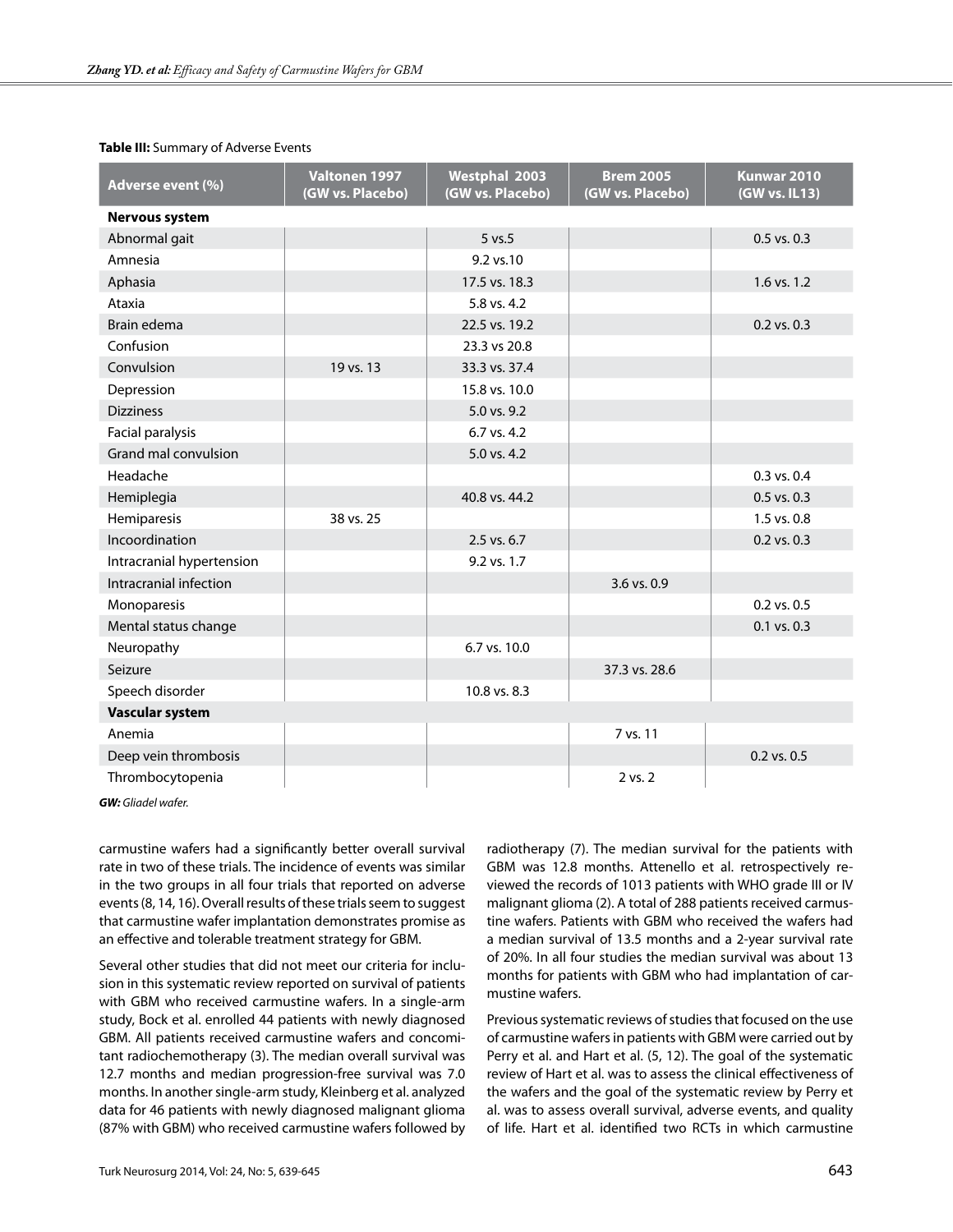**Table III:** Summary of Adverse Events

| Adverse event (%) | Valtonen 1997 (GW vs. Placebo) | Westphal 2003 (GW vs. Placebo) | Brem 2005 (GW vs. Placebo) | Kunwar 2010 (GW vs. IL13) |
|---|---|---|---|---|
| **Nervous system** | | | | |
| Abnormal gait | | 5 vs.5 | | 0.5 vs. 0.3 |
| Amnesia | | 9.2 vs.10 | | |
| Aphasia | | 17.5 vs. 18.3 | | 1.6 vs. 1.2 |
| Ataxia | | 5.8 vs. 4.2 | | |
| Brain edema | | 22.5 vs. 19.2 | | 0.2 vs. 0.3 |
| Confusion | | 23.3 vs 20.8 | | |
| Convulsion | 19 vs. 13 | 33.3 vs. 37.4 | | |
| Depression | | 15.8 vs. 10.0 | | |
| Dizziness | | 5.0 vs. 9.2 | | |
| Facial paralysis | | 6.7 vs. 4.2 | | |
| Grand mal convulsion | | 5.0 vs. 4.2 | | |
| Headache | | | | 0.3 vs. 0.4 |
| Hemiplegia | | 40.8 vs. 44.2 | | 0.5 vs. 0.3 |
| Hemiparesis | 38 vs. 25 | | | 1.5 vs. 0.8 |
| Incoordination | | 2.5 vs. 6.7 | | 0.2 vs. 0.3 |
| Intracranial hypertension | | 9.2 vs. 1.7 | | |
| Intracranial infection | | | 3.6 vs. 0.9 | |
| Monoparesis | | | | 0.2 vs. 0.5 |
| Mental status change | | | | 0.1 vs. 0.3 |
| Neuropathy | | 6.7 vs. 10.0 | | |
| Seizure | | | 37.3 vs. 28.6 | |
| Speech disorder | | 10.8 vs. 8.3 | | |
| **Vascular system** | | | | |
| Anemia | | | 7 vs. 11 | |
| Deep vein thrombosis | | | | 0.2 vs. 0.5 |
| Thrombocytopenia | | | 2 vs. 2 | |

***GW:*** *Gliadel wafer.*

carmustine wafers had a significantly better overall survival rate in two of these trials. The incidence of events was similar in the two groups in all four trials that reported on adverse events (8, 14, 16). Overall results of these trials seem to suggest that carmustine wafer implantation demonstrates promise as an effective and tolerable treatment strategy for GBM.

Several other studies that did not meet our criteria for inclusion in this systematic review reported on survival of patients with GBM who received carmustine wafers. In a single-arm study, Bock et al. enrolled 44 patients with newly diagnosed GBM. All patients received carmustine wafers and concomitant radiochemotherapy (3). The median overall survival was 12.7 months and median progression-free survival was 7.0 months. In another single-arm study, Kleinberg et al. analyzed data for 46 patients with newly diagnosed malignant glioma (87% with GBM) who received carmustine wafers followed by radiotherapy (7). The median survival for the patients with GBM was 12.8 months. Attenello et al. retrospectively reviewed the records of 1013 patients with WHO grade III or IV malignant glioma (2). A total of 288 patients received carmustine wafers. Patients with GBM who received the wafers had a median survival of 13.5 months and a 2-year survival rate of 20%. In all four studies the median survival was about 13 months for patients with GBM who had implantation of carmustine wafers.

Previous systematic reviews of studies that focused on the use of carmustine wafers in patients with GBM were carried out by Perry et al. and Hart et al. (5, 12). The goal of the systematic review of Hart et al. was to assess the clinical effectiveness of the wafers and the goal of the systematic review by Perry et al. was to assess overall survival, adverse events, and quality of life. Hart et al. identified two RCTs in which carmustine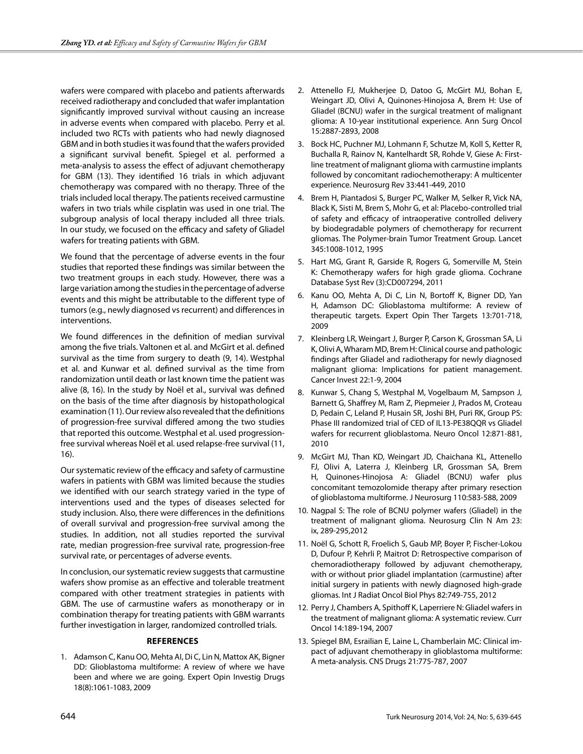wafers were compared with placebo and patients afterwards received radiotherapy and concluded that wafer implantation significantly improved survival without causing an increase in adverse events when compared with placebo. Perry et al. included two RCTs with patients who had newly diagnosed GBM and in both studies it was found that the wafers provided a significant survival benefit. Spiegel et al. performed a meta-analysis to assess the effect of adjuvant chemotherapy for GBM (13). They identified 16 trials in which adjuvant chemotherapy was compared with no therapy. Three of the trials included local therapy. The patients received carmustine wafers in two trials while cisplatin was used in one trial. The subgroup analysis of local therapy included all three trials. In our study, we focused on the efficacy and safety of Gliadel wafers for treating patients with GBM.

We found that the percentage of adverse events in the four studies that reported these findings was similar between the two treatment groups in each study. However, there was a large variation among the studies in the percentage of adverse events and this might be attributable to the different type of tumors (e.g., newly diagnosed vs recurrent) and differences in interventions.

We found differences in the definition of median survival among the five trials. Valtonen et al. and McGirt et al. defined survival as the time from surgery to death (9, 14). Westphal et al. and Kunwar et al. defined survival as the time from randomization until death or last known time the patient was alive (8, 16). In the study by Noël et al., survival was defined on the basis of the time after diagnosis by histopathological examination (11). Our review also revealed that the definitions of progression-free survival differed among the two studies that reported this outcome. Westphal et al. used progression-free survival whereas Noël et al. used relapse-free survival (11, 16).

Our systematic review of the efficacy and safety of carmustine wafers in patients with GBM was limited because the studies we identified with our search strategy varied in the type of interventions used and the types of diseases selected for study inclusion. Also, there were differences in the definitions of overall survival and progression-free survival among the studies. In addition, not all studies reported the survival rate, median progression-free survival rate, progression-free survival rate, or percentages of adverse events.

In conclusion, our systematic review suggests that carmustine wafers show promise as an effective and tolerable treatment compared with other treatment strategies in patients with GBM. The use of carmustine wafers as monotherapy or in combination therapy for treating patients with GBM warrants further investigation in larger, randomized controlled trials.

## REFERENCES

1. Adamson C, Kanu OO, Mehta AI, Di C, Lin N, Mattox AK, Bigner DD: Glioblastoma multiforme: A review of where we have been and where we are going. Expert Opin Investig Drugs 18(8):1061-1083, 2009
2. Attenello FJ, Mukherjee D, Datoo G, McGirt MJ, Bohan E, Weingart JD, Olivi A, Quinones-Hinojosa A, Brem H: Use of Gliadel (BCNU) wafer in the surgical treatment of malignant glioma: A 10-year institutional experience. Ann Surg Oncol 15:2887-2893, 2008
3. Bock HC, Puchner MJ, Lohmann F, Schutze M, Koll S, Ketter R, Buchalla R, Rainov N, Kantelhardt SR, Rohde V, Giese A: First-line treatment of malignant glioma with carmustine implants followed by concomitant radiochemotherapy: A multicenter experience. Neurosurg Rev 33:441-449, 2010
4. Brem H, Piantadosi S, Burger PC, Walker M, Selker R, Vick NA, Black K, Sisti M, Brem S, Mohr G, et al: Placebo-controlled trial of safety and efficacy of intraoperative controlled delivery by biodegradable polymers of chemotherapy for recurrent gliomas. The Polymer-brain Tumor Treatment Group. Lancet 345:1008-1012, 1995
5. Hart MG, Grant R, Garside R, Rogers G, Somerville M, Stein K: Chemotherapy wafers for high grade glioma. Cochrane Database Syst Rev (3):CD007294, 2011
6. Kanu OO, Mehta A, Di C, Lin N, Bortoff K, Bigner DD, Yan H, Adamson DC: Glioblastoma multiforme: A review of therapeutic targets. Expert Opin Ther Targets 13:701-718, 2009
7. Kleinberg LR, Weingart J, Burger P, Carson K, Grossman SA, Li K, Olivi A, Wharam MD, Brem H: Clinical course and pathologic findings after Gliadel and radiotherapy for newly diagnosed malignant glioma: Implications for patient management. Cancer Invest 22:1-9, 2004
8. Kunwar S, Chang S, Westphal M, Vogelbaum M, Sampson J, Barnett G, Shaffrey M, Ram Z, Piepmeier J, Prados M, Croteau D, Pedain C, Leland P, Husain SR, Joshi BH, Puri RK, Group PS: Phase III randomized trial of CED of IL13-PE38QQR vs Gliadel wafers for recurrent glioblastoma. Neuro Oncol 12:871-881, 2010
9. McGirt MJ, Than KD, Weingart JD, Chaichana KL, Attenello FJ, Olivi A, Laterra J, Kleinberg LR, Grossman SA, Brem H, Quinones-Hinojosa A: Gliadel (BCNU) wafer plus concomitant temozolomide therapy after primary resection of glioblastoma multiforme. J Neurosurg 110:583-588, 2009
10. Nagpal S: The role of BCNU polymer wafers (Gliadel) in the treatment of malignant glioma. Neurosurg Clin N Am 23: ix, 289-295,2012
11. Noël G, Schott R, Froelich S, Gaub MP, Boyer P, Fischer-Lokou D, Dufour P, Kehrli P, Maitrot D: Retrospective comparison of chemoradiotherapy followed by adjuvant chemotherapy, with or without prior gliadel implantation (carmustine) after initial surgery in patients with newly diagnosed high-grade gliomas. Int J Radiat Oncol Biol Phys 82:749-755, 2012
12. Perry J, Chambers A, Spithoff K, Laperriere N: Gliadel wafers in the treatment of malignant glioma: A systematic review. Curr Oncol 14:189-194, 2007
13. Spiegel BM, Esrailian E, Laine L, Chamberlain MC: Clinical impact of adjuvant chemotherapy in glioblastoma multiforme: A meta-analysis. CNS Drugs 21:775-787, 2007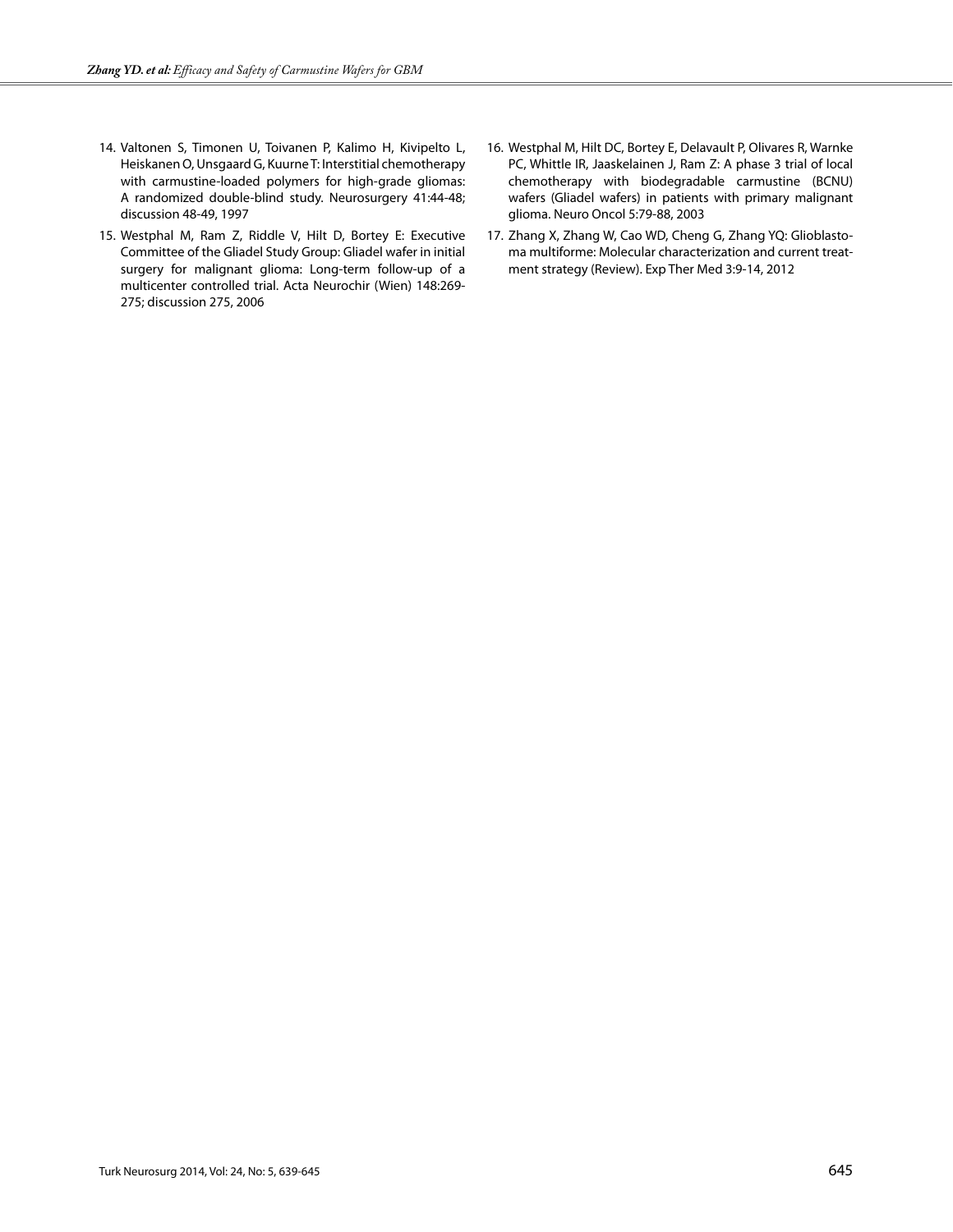14. Valtonen S, Timonen U, Toivanen P, Kalimo H, Kivipelto L, Heiskanen O, Unsgaard G, Kuurne T: Interstitial chemotherapy with carmustine-loaded polymers for high-grade gliomas: A randomized double-blind study. Neurosurgery 41:44-48; discussion 48-49, 1997

15. Westphal M, Ram Z, Riddle V, Hilt D, Bortey E: Executive Committee of the Gliadel Study Group: Gliadel wafer in initial surgery for malignant glioma: Long-term follow-up of a multicenter controlled trial. Acta Neurochir (Wien) 148:269-275; discussion 275, 2006

16. Westphal M, Hilt DC, Bortey E, Delavault P, Olivares R, Warnke PC, Whittle IR, Jaaskelainen J, Ram Z: A phase 3 trial of local chemotherapy with biodegradable carmustine (BCNU) wafers (Gliadel wafers) in patients with primary malignant glioma. Neuro Oncol 5:79-88, 2003

17. Zhang X, Zhang W, Cao WD, Cheng G, Zhang YQ: Glioblastoma multiforme: Molecular characterization and current treatment strategy (Review). Exp Ther Med 3:9-14, 2012